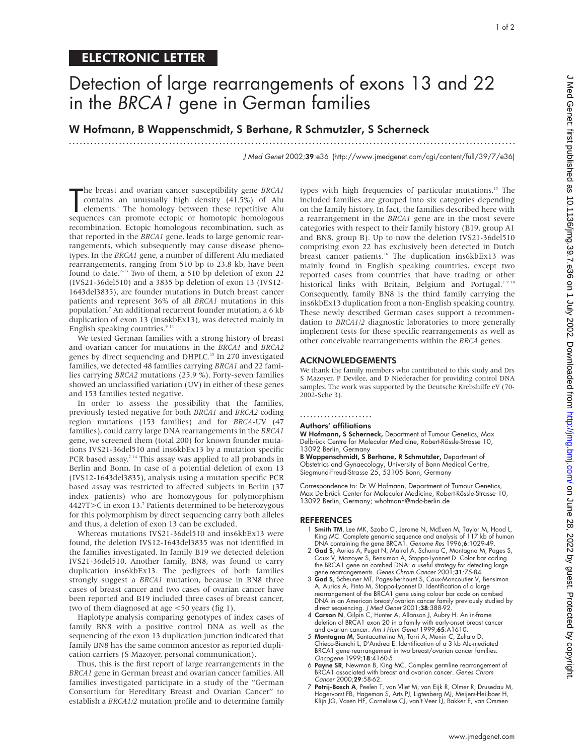## ELECTRONIC LETTER

# Detection of large rearrangements of exons 13 and 22 in the *BRCA1* gene in German families

**W Hofmann, B Wappenschmidt, S Berhane, R Schmutzler, S Scherneck**

*J Med Genet* 2002;**39**:e36 (http://www.jmedgenet.com/cgi/content/full/39/7/e36)

The breast and ovarian cancer susceptibility gene *BRCA1* contains an unusually high density (41.5%) of Alu elements.[1] The homology between these repetitive Alu sequences can promote ectopic or homotopic homologous recombination. Ectopic homologous recombination, such as that reported in the *BRCA1* gene, leads to large genomic rearrangements, which subsequently may cause disease phenotypes. In the *BRCA1* gene, a number of different Alu mediated rearrangements, ranging from 510 bp to 23.8 kb, have been found to date.[2–13] Two of them, a 510 bp deletion of exon 22 (IVS21-36del510) and a 3835 bp deletion of exon 13 (IVS12-1643del3835), are founder mutations in Dutch breast cancer patients and represent 36% of all *BRCA1* mutations in this population.[7] An additional recurrent founder mutation, a 6 kb duplication of exon 13 (ins6kbEx13), was detected mainly in English speaking countries.[9 14]

We tested German families with a strong history of breast and ovarian cancer for mutations in the *BRCA1* and *BRCA2* genes by direct sequencing and DHPLC.[15] In 270 investigated families, we detected 48 families carrying *BRCA1* and 22 families carrying *BRCA2* mutations (25.9 %). Forty-seven families showed an unclassified variation (UV) in either of these genes and 153 families tested negative.

In order to assess the possibility that the families, previously tested negative for both *BRCA1* and *BRCA2* coding region mutations (153 families) and for *BRCA*-UV (47 families), could carry large DNA rearrangements in the *BRCA1* gene, we screened them (total 200) for known founder mutations IVS21-36del510 and ins6kbEx13 by a mutation specific PCR based assay.[7 14] This assay was applied to all probands in Berlin and Bonn. In case of a potential deletion of exon 13 (IVS12-1643del3835), analysis using a mutation specific PCR based assay was restricted to affected subjects in Berlin (37 index patients) who are homozygous for polymorphism 4427T>C in exon 13.[7] Patients determined to be heterozygous for this polymorphism by direct sequencing carry both alleles and thus, a deletion of exon 13 can be excluded.

Whereas mutations IVS21-36del510 and ins6kbEx13 were found, the deletion IVS12-1643del3835 was not identified in the families investigated. In family B19 we detected deletion IVS21-36del510. Another family, BN8, was found to carry duplication ins6kbEx13. The pedigrees of both families strongly suggest a *BRCA1* mutation, because in BN8 three cases of breast cancer and two cases of ovarian cancer have been reported and B19 included three cases of breast cancer, two of them diagnosed at age <50 years (fig 1).

Haplotype analysis comparing genotypes of index cases of family BN8 with a positive control DNA as well as the sequencing of the exon 13 duplication junction indicated that family BN8 has the same common ancestor as reported duplication carriers (S Mazoyer, personal communication).

Thus, this is the first report of large rearrangements in the *BRCA1* gene in German breast and ovarian cancer families. All families investigated participate in a study of the "German Consortium for Hereditary Breast and Ovarian Cancer" to establish a *BRCA1/2* mutation profile and to determine family types with high frequencies of particular mutations.[15] The included families are grouped into six categories depending on the family history. In fact, the families described here with a rearrangement in the *BRCA1* gene are in the most severe categories with respect to their family history (B19, group A1 and BN8, group B). Up to now the deletion IVS21-36del510 comprising exon 22 has exclusively been detected in Dutch breast cancer patients.[16] The duplication ins6kbEx13 was mainly found in English speaking countries, except two reported cases from countries that have trading or other historical links with Britain, Belgium and Portugal.[2 9 14] Consequently, family BN8 is the third family carrying the ins6kbEx13 duplication from a non-English speaking country. These newly described German cases support a recommendation to *BRCA1/2* diagnostic laboratories to more generally implement tests for these specific rearrangements as well as other conceivable rearrangements within the *BRCA* genes.

## ACKNOWLEDGEMENTS

We thank the family members who contributed to this study and Drs S Mazoyer, P Devilee, and D Niederacher for providing control DNA samples. The work was supported by the Deutsche Krebshilfe eV (70-2002-Sche 3).

### Authors' affiliations

**W Hofmann, S Scherneck,** Department of Tumour Genetics, Max Delbrück Centre for Molecular Medicine, Robert-Rössle-Strasse 10, 13092 Berlin, Germany

**B Wappenschmidt, S Berhane, R Schmutzler,** Department of Obstetrics and Gynaecology, University of Bonn Medical Centre, Siegmund-Freud-Strasse 25, 53105 Bonn, Germany

Correspondence to: Dr W Hofmann, Department of Tumour Genetics, Max Delbrück Center for Molecular Medicine, Robert-Rössle-Strasse 10, 13092 Berlin, Germany; whofmann@mdc-berlin.de

## REFERENCES

1. **Smith TM**, Lee MK, Szabo CI, Jerome N, McEuen M, Taylor M, Hood L, King MC. Complete genomic sequence and analysis of 117 kb of human DNA containing the gene BRCA1. *Genome Res* 1996;**6**:1029-49.
2. **Gad S**, Aurias A, Puget N, Mairal A, Schurra C, Montagna M, Pages S, Caux V, Mazoyer S, Bensimon A, Stoppa-Lyonnet D. Color bar coding the BRCA1 gene on combed DNA: a useful strategy for detecting large gene rearrangements. *Genes Chrom Cancer* 2001;**31**:75-84.
3. **Gad S**, Scheuner MT, Pages-Berhouet S, Caux-Moncoutier V, Bensimon A, Aurias A, Pinto M, Stoppa-Lyonnet D. Identification of a large rearrangement of the BRCA1 gene using colour bar code on combed DNA in an American breast/ovarian cancer family previously studied by direct sequencing. *J Med Genet* 2001;**38**:388-92.
4. **Carson N**, Gilpin C, Hunter A, Allanson J, Aubry H. An in-frame deletion of BRCA1 exon 20 in a family with early-onset breast cancer and ovarian cancer. *Am J Hum Genet* 1999;**65**:A1610.
5. **Montagna M**, Santacatterina M, Torri A, Menin C, Zullato D, Chieco-Bianchi L, D'Andrea E. Identification of a 3 kb Alu-mediated BRCA1 gene rearrangement in two breast/ovarian cancer families. *Oncogene* 1999;**18**:4160-5.
6. **Payne SR**, Newman B, King MC. Complex germline rearrangement of BRCA1 associated with breast and ovarian cancer. *Genes Chrom Cancer* 2000;**29**:58-62.
7. **Petrij-Bosch A**, Peelen T, van Vliet M, van Eijk R, Olmer R, Drusedau M, Hogervorst FB, Hageman S, Arts PJ, Ligtenberg MJ, Meijers-Heijboer H, Klijn JG, Vasen HF, Cornelisse CJ, van't Veer LJ, Bakker E, van Ommen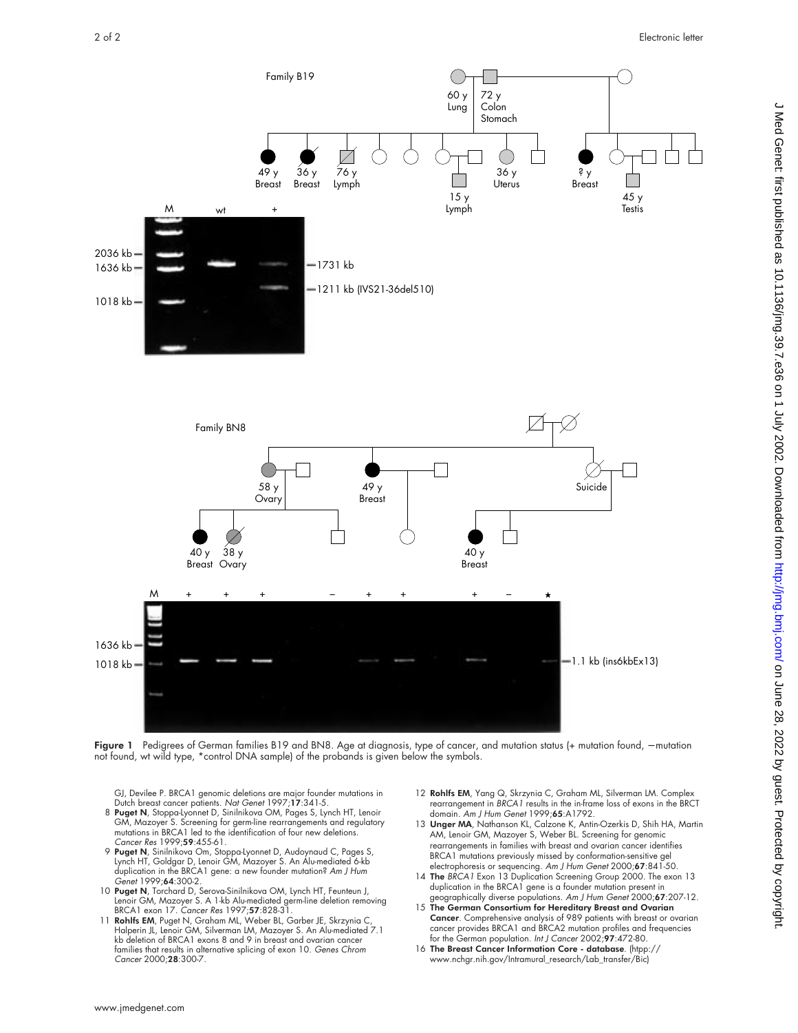Family B19

60 y
Lung

72 y
Colon
Stomach

49 y
Breast

36 y
Breast

76 y
Lymph

15 y
Lymph

36 y
Uterus

? y
Breast

45 y
Testis

M wt +

2036 kb
1636 kb
1018 kb

1731 kb
1211 kb (IVS21-36del510)

Family BN8

58 y
Ovary

49 y
Breast

Suicide

40 y
Breast

38 y
Ovary

40 y
Breast

M + + + − + + + − *

1636 kb
1018 kb

1.1 kb (ins6kbEx13)

**Figure 1** Pedigrees of German families B19 and BN8. Age at diagnosis, type of cancer, and mutation status (+ mutation found, −mutation not found, wt wild type, *control DNA sample) of the probands is given below the symbols.

GJ, Devilee P. BRCA1 genomic deletions are major founder mutations in Dutch breast cancer patients. *Nat Genet* 1997;**17**:341-5.

8 **Puget N**, Stoppa-Lyonnet D, Sinilnikova OM, Pages S, Lynch HT, Lenoir GM, Mazoyer S. Screening for germ-line rearrangements and regulatory mutations in BRCA1 led to the identification of four new deletions. *Cancer Res* 1999;**59**:455-61.

9 **Puget N**, Sinilnikova Om, Stoppa-Lyonnet D, Audoynaud C, Pages S, Lynch HT, Goldgar D, Lenoir GM, Mazoyer S. An Alu-mediated 6-kb duplication in the BRCA1 gene: a new founder mutation? *Am J Hum Genet* 1999;**64**:300-2.

10 **Puget N**, Torchard D, Serova-Sinilnikova OM, Lynch HT, Feunteun J, Lenoir GM, Mazoyer S. A 1-kb Alu-mediated germ-line deletion removing BRCA1 exon 17. *Cancer Res* 1997;**57**:828-31.

11 **Rohlfs EM**, Puget N, Graham ML, Weber BL, Garber JE, Skrzynia C, Halperin JL, Lenoir GM, Silverman LM, Mazoyer S. An Alu-mediated 7.1 kb deletion of BRCA1 exons 8 and 9 in breast and ovarian cancer families that results in alternative splicing of exon 10. *Genes Chrom Cancer* 2000;**28**:300-7.

12 **Rohlfs EM**, Yang Q, Skrzynia C, Graham ML, Silverman LM. Complex rearrangement in *BRCA1* results in the in-frame loss of exons in the BRCT domain. *Am J Hum Genet* 1999;**65**:A1792.

13 **Unger MA**, Nathanson KL, Calzone K, Antin-Ozerkis D, Shih HA, Martin AM, Lenoir GM, Mazoyer S, Weber BL. Screening for genomic rearrangements in families with breast and ovarian cancer identifies BRCA1 mutations previously missed by conformation-sensitive gel electrophoresis or sequencing. *Am J Hum Genet* 2000;**67**:841-50.

14 **The** *BRCA1* Exon 13 Duplication Screening Group 2000. The exon 13 duplication in the BRCA1 gene is a founder mutation present in geographically diverse populations. *Am J Hum Genet* 2000;**67**:207-12.

15 **The German Consortium for Hereditary Breast and Ovarian Cancer**. Comprehensive analysis of 989 patients with breast or ovarian cancer provides BRCA1 and BRCA2 mutation profiles and frequencies for the German population. *Int J Cancer* 2002;**97**:472-80.

16 **The Breast Cancer Information Core - database**. (htpp://www.nchgr.nih.gov/Intramural_research/Lab_transfer/Bic)